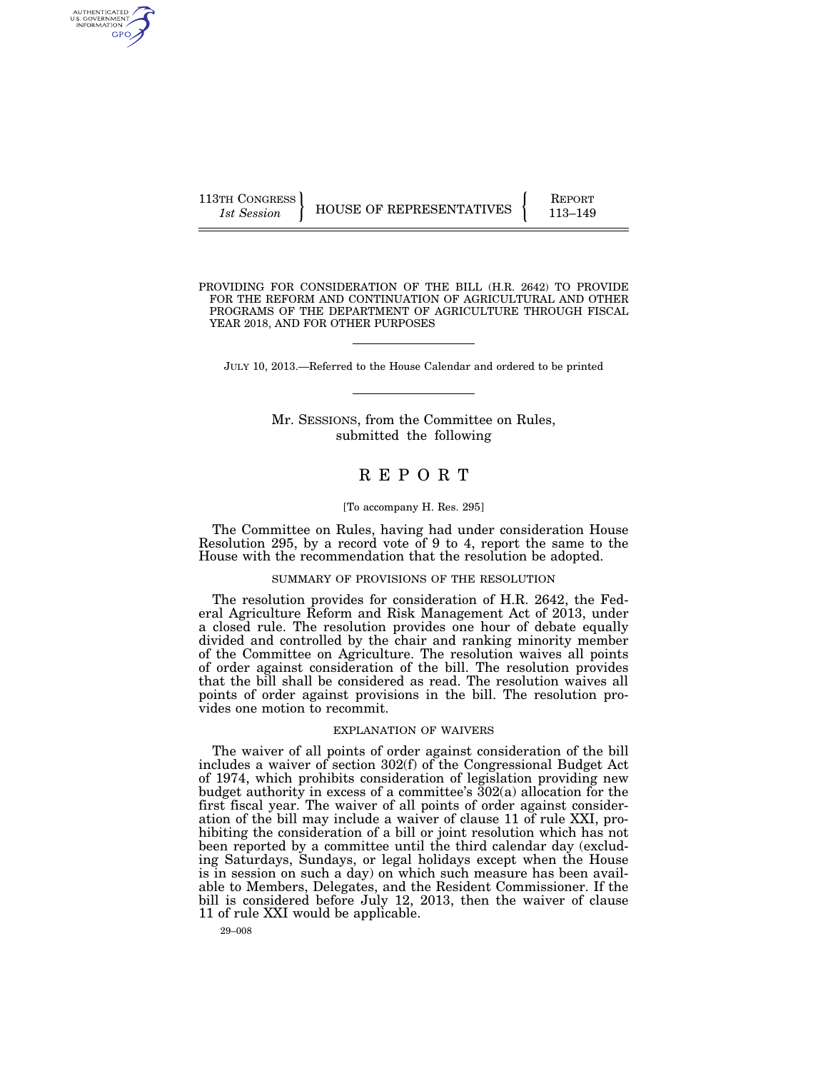113TH CONGRESS
*1st Session*

HOUSE OF REPRESENTATIVES

REPORT
113–149

# PROVIDING FOR CONSIDERATION OF THE BILL (H.R. 2642) TO PROVIDE FOR THE REFORM AND CONTINUATION OF AGRICULTURAL AND OTHER PROGRAMS OF THE DEPARTMENT OF AGRICULTURE THROUGH FISCAL YEAR 2018, AND FOR OTHER PURPOSES

JULY 10, 2013.—Referred to the House Calendar and ordered to be printed

Mr. SESSIONS, from the Committee on Rules, submitted the following

# REPORT

[To accompany H. Res. 295]

The Committee on Rules, having had under consideration House Resolution 295, by a record vote of 9 to 4, report the same to the House with the recommendation that the resolution be adopted.

## SUMMARY OF PROVISIONS OF THE RESOLUTION

The resolution provides for consideration of H.R. 2642, the Federal Agriculture Reform and Risk Management Act of 2013, under a closed rule. The resolution provides one hour of debate equally divided and controlled by the chair and ranking minority member of the Committee on Agriculture. The resolution waives all points of order against consideration of the bill. The resolution provides that the bill shall be considered as read. The resolution waives all points of order against provisions in the bill. The resolution provides one motion to recommit.

## EXPLANATION OF WAIVERS

The waiver of all points of order against consideration of the bill includes a waiver of section 302(f) of the Congressional Budget Act of 1974, which prohibits consideration of legislation providing new budget authority in excess of a committee's 302(a) allocation for the first fiscal year. The waiver of all points of order against consideration of the bill may include a waiver of clause 11 of rule XXI, prohibiting the consideration of a bill or joint resolution which has not been reported by a committee until the third calendar day (excluding Saturdays, Sundays, or legal holidays except when the House is in session on such a day) on which such measure has been available to Members, Delegates, and the Resident Commissioner. If the bill is considered before July 12, 2013, then the waiver of clause 11 of rule XXI would be applicable.

29–008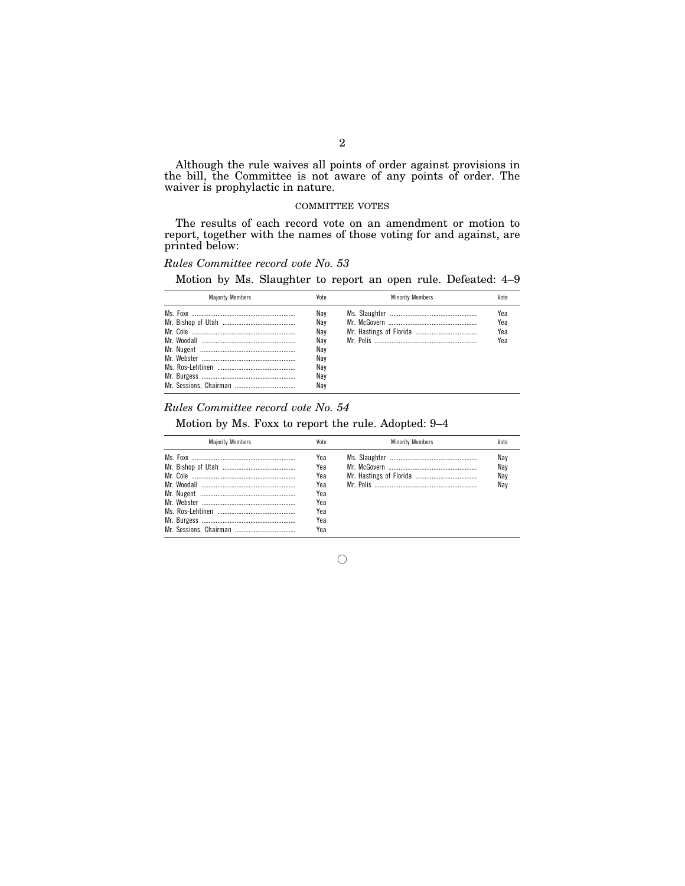Although the rule waives all points of order against provisions in the bill, the Committee is not aware of any points of order. The waiver is prophylactic in nature.

## COMMITTEE VOTES

The results of each record vote on an amendment or motion to report, together with the names of those voting for and against, are printed below:

*Rules Committee record vote No. 53*

Motion by Ms. Slaughter to report an open rule. Defeated: 4–9

| Majority Members | Vote | Minority Members | Vote |
|---|---|---|---|
| Ms. Foxx | Nay | Ms. Slaughter | Yea |
| Mr. Bishop of Utah | Nay | Mr. McGovern | Yea |
| Mr. Cole | Nay | Mr. Hastings of Florida | Yea |
| Mr. Woodall | Nay | Mr. Polis | Yea |
| Mr. Nugent | Nay | | |
| Mr. Webster | Nay | | |
| Ms. Ros-Lehtinen | Nay | | |
| Mr. Burgess | Nay | | |
| Mr. Sessions, Chairman | Nay | | |

*Rules Committee record vote No. 54*

Motion by Ms. Foxx to report the rule. Adopted: 9–4

| Majority Members | Vote | Minority Members | Vote |
|---|---|---|---|
| Ms. Foxx | Yea | Ms. Slaughter | Nay |
| Mr. Bishop of Utah | Yea | Mr. McGovern | Nay |
| Mr. Cole | Yea | Mr. Hastings of Florida | Nay |
| Mr. Woodall | Yea | Mr. Polis | Nay |
| Mr. Nugent | Yea | | |
| Mr. Webster | Yea | | |
| Ms. Ros-Lehtinen | Yea | | |
| Mr. Burgess | Yea | | |
| Mr. Sessions, Chairman | Yea | | |